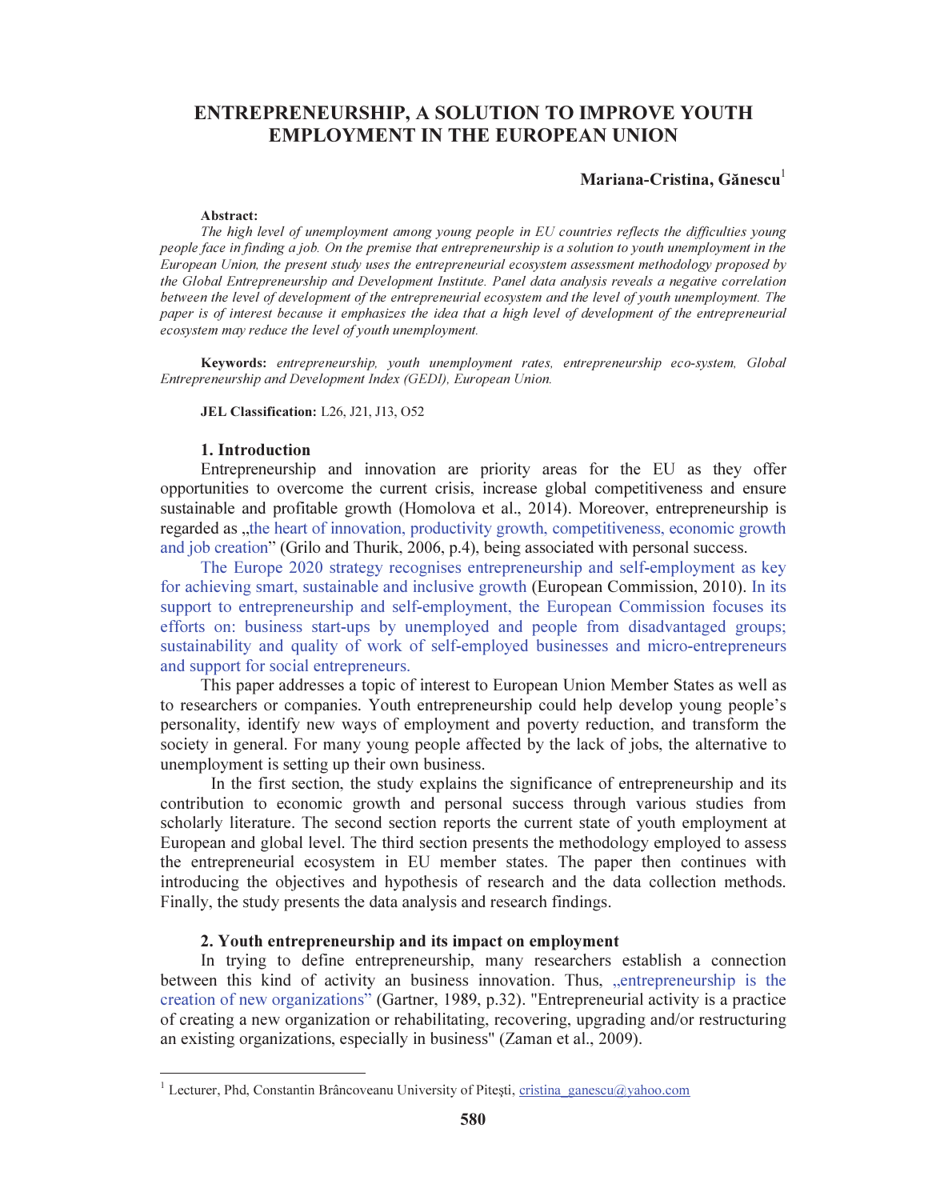# ENTREPRENEURSHIP, A SOLUTION TO IMPROVE YOUTH EMPLOYMENT IN THE EUROPEAN UNION

**Mariana-Cristina, Gănescu**[1]

**Abstract:**

*The high level of unemployment among young people in EU countries reflects the difficulties young people face in finding a job. On the premise that entrepreneurship is a solution to youth unemployment in the European Union, the present study uses the entrepreneurial ecosystem assessment methodology proposed by the Global Entrepreneurship and Development Institute. Panel data analysis reveals a negative correlation between the level of development of the entrepreneurial ecosystem and the level of youth unemployment. The paper is of interest because it emphasizes the idea that a high level of development of the entrepreneurial ecosystem may reduce the level of youth unemployment.*

**Keywords:** *entrepreneurship, youth unemployment rates, entrepreneurship eco-system, Global Entrepreneurship and Development Index (GEDI), European Union.*

**JEL Classification:** L26, J21, J13, O52

## 1. Introduction

Entrepreneurship and innovation are priority areas for the EU as they offer opportunities to overcome the current crisis, increase global competitiveness and ensure sustainable and profitable growth (Homolova et al., 2014). Moreover, entrepreneurship is regarded as „the heart of innovation, productivity growth, competitiveness, economic growth and job creation" (Grilo and Thurik, 2006, p.4), being associated with personal success.

The Europe 2020 strategy recognises entrepreneurship and self-employment as key for achieving smart, sustainable and inclusive growth (European Commission, 2010). In its support to entrepreneurship and self-employment, the European Commission focuses its efforts on: business start-ups by unemployed and people from disadvantaged groups; sustainability and quality of work of self-employed businesses and micro-entrepreneurs and support for social entrepreneurs.

This paper addresses a topic of interest to European Union Member States as well as to researchers or companies. Youth entrepreneurship could help develop young people's personality, identify new ways of employment and poverty reduction, and transform the society in general. For many young people affected by the lack of jobs, the alternative to unemployment is setting up their own business.

In the first section, the study explains the significance of entrepreneurship and its contribution to economic growth and personal success through various studies from scholarly literature. The second section reports the current state of youth employment at European and global level. The third section presents the methodology employed to assess the entrepreneurial ecosystem in EU member states. The paper then continues with introducing the objectives and hypothesis of research and the data collection methods. Finally, the study presents the data analysis and research findings.

## 2. Youth entrepreneurship and its impact on employment

In trying to define entrepreneurship, many researchers establish a connection between this kind of activity an business innovation. Thus, „entrepreneurship is the creation of new organizations" (Gartner, 1989, p.32). "Entrepreneurial activity is a practice of creating a new organization or rehabilitating, recovering, upgrading and/or restructuring an existing organizations, especially in business" (Zaman et al., 2009).

---

[1] Lecturer, Phd, Constantin Brâncoveanu University of Piteşti, cristina_ganescu@yahoo.com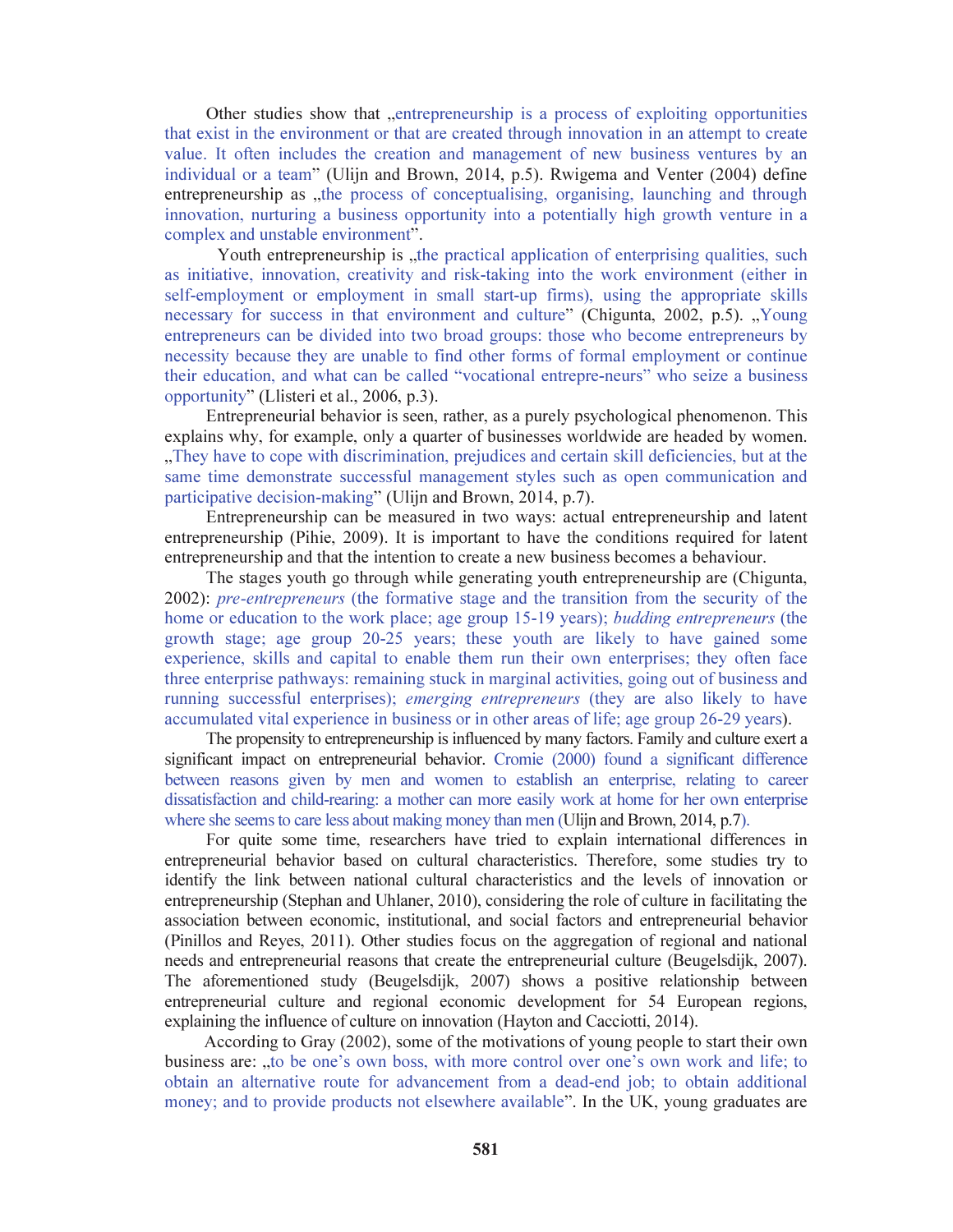Other studies show that „entrepreneurship is a process of exploiting opportunities that exist in the environment or that are created through innovation in an attempt to create value. It often includes the creation and management of new business ventures by an individual or a team" (Ulijn and Brown, 2014, p.5). Rwigema and Venter (2004) define entrepreneurship as „the process of conceptualising, organising, launching and through innovation, nurturing a business opportunity into a potentially high growth venture in a complex and unstable environment".

Youth entrepreneurship is „the practical application of enterprising qualities, such as initiative, innovation, creativity and risk-taking into the work environment (either in self-employment or employment in small start-up firms), using the appropriate skills necessary for success in that environment and culture" (Chigunta, 2002, p.5). „Young entrepreneurs can be divided into two broad groups: those who become entrepreneurs by necessity because they are unable to find other forms of formal employment or continue their education, and what can be called "vocational entrepre-neurs" who seize a business opportunity" (Llisteri et al., 2006, p.3).

Entrepreneurial behavior is seen, rather, as a purely psychological phenomenon. This explains why, for example, only a quarter of businesses worldwide are headed by women. „They have to cope with discrimination, prejudices and certain skill deficiencies, but at the same time demonstrate successful management styles such as open communication and participative decision-making" (Ulijn and Brown, 2014, p.7).

Entrepreneurship can be measured in two ways: actual entrepreneurship and latent entrepreneurship (Pihie, 2009). It is important to have the conditions required for latent entrepreneurship and that the intention to create a new business becomes a behaviour.

The stages youth go through while generating youth entrepreneurship are (Chigunta, 2002): *pre-entrepreneurs* (the formative stage and the transition from the security of the home or education to the work place; age group 15-19 years); *budding entrepreneurs* (the growth stage; age group 20-25 years; these youth are likely to have gained some experience, skills and capital to enable them run their own enterprises; they often face three enterprise pathways: remaining stuck in marginal activities, going out of business and running successful enterprises); *emerging entrepreneurs* (they are also likely to have accumulated vital experience in business or in other areas of life; age group 26-29 years).

The propensity to entrepreneurship is influenced by many factors. Family and culture exert a significant impact on entrepreneurial behavior. Cromie (2000) found a significant difference between reasons given by men and women to establish an enterprise, relating to career dissatisfaction and child-rearing: a mother can more easily work at home for her own enterprise where she seems to care less about making money than men (Ulijn and Brown, 2014, p.7).

For quite some time, researchers have tried to explain international differences in entrepreneurial behavior based on cultural characteristics. Therefore, some studies try to identify the link between national cultural characteristics and the levels of innovation or entrepreneurship (Stephan and Uhlaner, 2010), considering the role of culture in facilitating the association between economic, institutional, and social factors and entrepreneurial behavior (Pinillos and Reyes, 2011). Other studies focus on the aggregation of regional and national needs and entrepreneurial reasons that create the entrepreneurial culture (Beugelsdijk, 2007). The aforementioned study (Beugelsdijk, 2007) shows a positive relationship between entrepreneurial culture and regional economic development for 54 European regions, explaining the influence of culture on innovation (Hayton and Cacciotti, 2014).

According to Gray (2002), some of the motivations of young people to start their own business are: „to be one's own boss, with more control over one's own work and life; to obtain an alternative route for advancement from a dead-end job; to obtain additional money; and to provide products not elsewhere available". In the UK, young graduates are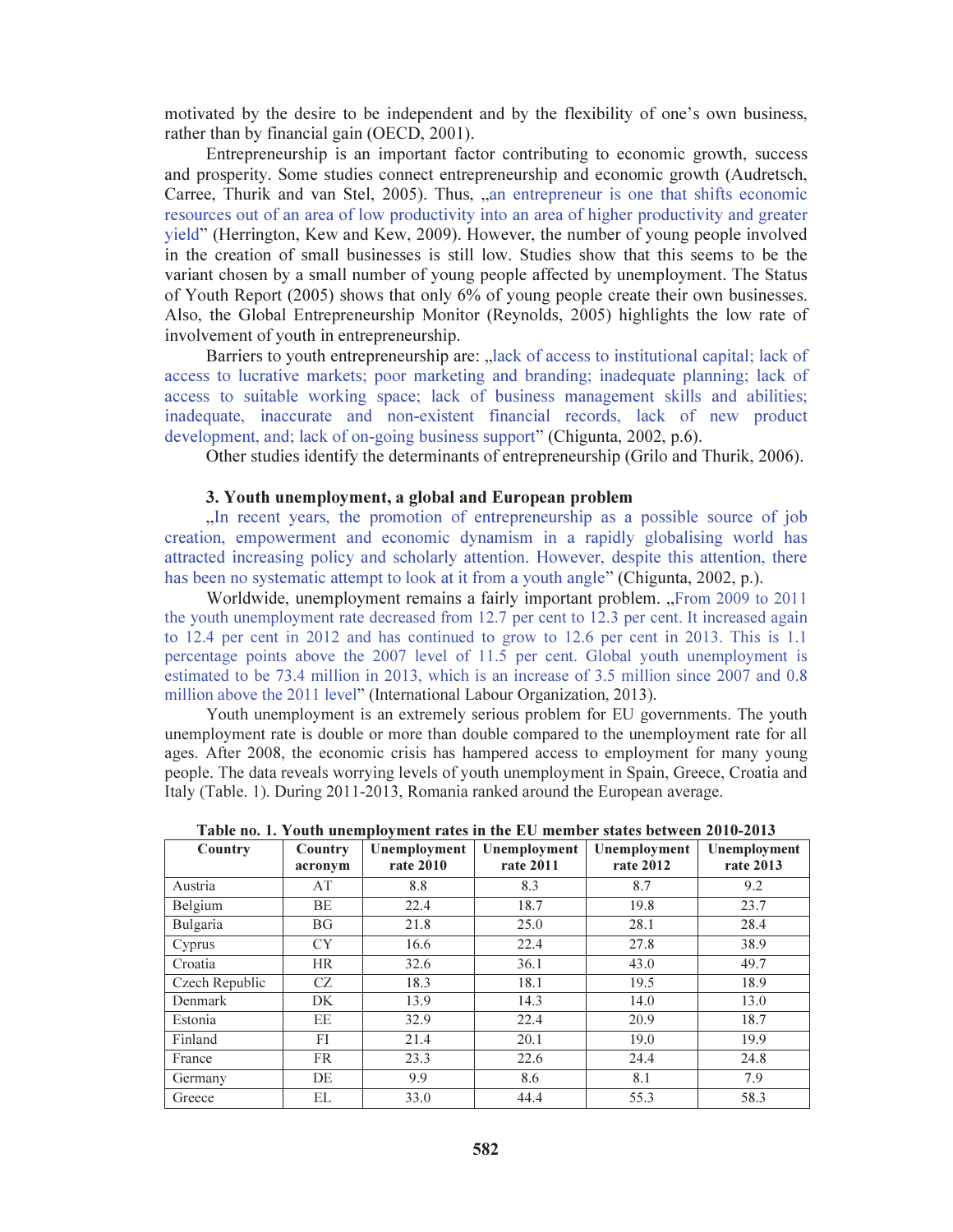motivated by the desire to be independent and by the flexibility of one's own business, rather than by financial gain (OECD, 2001).

Entrepreneurship is an important factor contributing to economic growth, success and prosperity. Some studies connect entrepreneurship and economic growth (Audretsch, Carree, Thurik and van Stel, 2005). Thus, „an entrepreneur is one that shifts economic resources out of an area of low productivity into an area of higher productivity and greater yield" (Herrington, Kew and Kew, 2009). However, the number of young people involved in the creation of small businesses is still low. Studies show that this seems to be the variant chosen by a small number of young people affected by unemployment. The Status of Youth Report (2005) shows that only 6% of young people create their own businesses. Also, the Global Entrepreneurship Monitor (Reynolds, 2005) highlights the low rate of involvement of youth in entrepreneurship.

Barriers to youth entrepreneurship are: „lack of access to institutional capital; lack of access to lucrative markets; poor marketing and branding; inadequate planning; lack of access to suitable working space; lack of business management skills and abilities; inadequate, inaccurate and non-existent financial records, lack of new product development, and; lack of on-going business support" (Chigunta, 2002, p.6).

Other studies identify the determinants of entrepreneurship (Grilo and Thurik, 2006).

### 3. Youth unemployment, a global and European problem

„In recent years, the promotion of entrepreneurship as a possible source of job creation, empowerment and economic dynamism in a rapidly globalising world has attracted increasing policy and scholarly attention. However, despite this attention, there has been no systematic attempt to look at it from a youth angle" (Chigunta, 2002, p.).

Worldwide, unemployment remains a fairly important problem. „From 2009 to 2011 the youth unemployment rate decreased from 12.7 per cent to 12.3 per cent. It increased again to 12.4 per cent in 2012 and has continued to grow to 12.6 per cent in 2013. This is 1.1 percentage points above the 2007 level of 11.5 per cent. Global youth unemployment is estimated to be 73.4 million in 2013, which is an increase of 3.5 million since 2007 and 0.8 million above the 2011 level" (International Labour Organization, 2013).

Youth unemployment is an extremely serious problem for EU governments. The youth unemployment rate is double or more than double compared to the unemployment rate for all ages. After 2008, the economic crisis has hampered access to employment for many young people. The data reveals worrying levels of youth unemployment in Spain, Greece, Croatia and Italy (Table. 1). During 2011-2013, Romania ranked around the European average.

**Table no. 1. Youth unemployment rates in the EU member states between 2010-2013**

| Country | Country acronym | Unemployment rate 2010 | Unemployment rate 2011 | Unemployment rate 2012 | Unemployment rate 2013 |
|---|---|---|---|---|---|
| Austria | AT | 8.8 | 8.3 | 8.7 | 9.2 |
| Belgium | BE | 22.4 | 18.7 | 19.8 | 23.7 |
| Bulgaria | BG | 21.8 | 25.0 | 28.1 | 28.4 |
| Cyprus | CY | 16.6 | 22.4 | 27.8 | 38.9 |
| Croatia | HR | 32.6 | 36.1 | 43.0 | 49.7 |
| Czech Republic | CZ | 18.3 | 18.1 | 19.5 | 18.9 |
| Denmark | DK | 13.9 | 14.3 | 14.0 | 13.0 |
| Estonia | EE | 32.9 | 22.4 | 20.9 | 18.7 |
| Finland | FI | 21.4 | 20.1 | 19.0 | 19.9 |
| France | FR | 23.3 | 22.6 | 24.4 | 24.8 |
| Germany | DE | 9.9 | 8.6 | 8.1 | 7.9 |
| Greece | EL | 33.0 | 44.4 | 55.3 | 58.3 |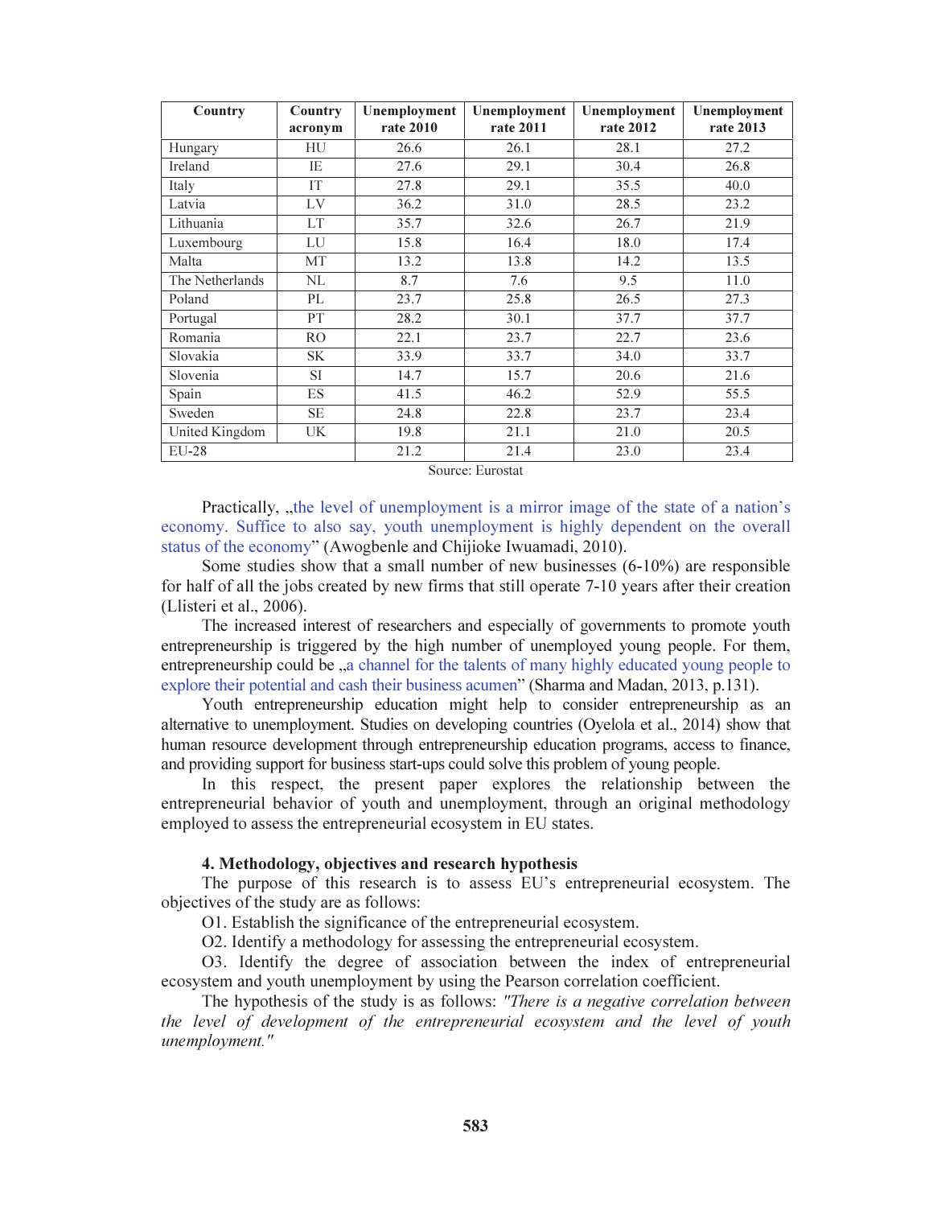| Country | Country acronym | Unemployment rate 2010 | Unemployment rate 2011 | Unemployment rate 2012 | Unemployment rate 2013 |
|---|---|---|---|---|---|
| Hungary | HU | 26.6 | 26.1 | 28.1 | 27.2 |
| Ireland | IE | 27.6 | 29.1 | 30.4 | 26.8 |
| Italy | IT | 27.8 | 29.1 | 35.5 | 40.0 |
| Latvia | LV | 36.2 | 31.0 | 28.5 | 23.2 |
| Lithuania | LT | 35.7 | 32.6 | 26.7 | 21.9 |
| Luxembourg | LU | 15.8 | 16.4 | 18.0 | 17.4 |
| Malta | MT | 13.2 | 13.8 | 14.2 | 13.5 |
| The Netherlands | NL | 8.7 | 7.6 | 9.5 | 11.0 |
| Poland | PL | 23.7 | 25.8 | 26.5 | 27.3 |
| Portugal | PT | 28.2 | 30.1 | 37.7 | 37.7 |
| Romania | RO | 22.1 | 23.7 | 22.7 | 23.6 |
| Slovakia | SK | 33.9 | 33.7 | 34.0 | 33.7 |
| Slovenia | SI | 14.7 | 15.7 | 20.6 | 21.6 |
| Spain | ES | 41.5 | 46.2 | 52.9 | 55.5 |
| Sweden | SE | 24.8 | 22.8 | 23.7 | 23.4 |
| United Kingdom | UK | 19.8 | 21.1 | 21.0 | 20.5 |
| EU-28 | | 21.2 | 21.4 | 23.0 | 23.4 |

Source: Eurostat

Practically, „the level of unemployment is a mirror image of the state of a nation's economy. Suffice to also say, youth unemployment is highly dependent on the overall status of the economy" (Awogbenle and Chijioke Iwuamadi, 2010).

Some studies show that a small number of new businesses (6-10%) are responsible for half of all the jobs created by new firms that still operate 7-10 years after their creation (Llisteri et al., 2006).

The increased interest of researchers and especially of governments to promote youth entrepreneurship is triggered by the high number of unemployed young people. For them, entrepreneurship could be „a channel for the talents of many highly educated young people to explore their potential and cash their business acumen" (Sharma and Madan, 2013, p.131).

Youth entrepreneurship education might help to consider entrepreneurship as an alternative to unemployment. Studies on developing countries (Oyelola et al., 2014) show that human resource development through entrepreneurship education programs, access to finance, and providing support for business start-ups could solve this problem of young people.

In this respect, the present paper explores the relationship between the entrepreneurial behavior of youth and unemployment, through an original methodology employed to assess the entrepreneurial ecosystem in EU states.

## 4. Methodology, objectives and research hypothesis

The purpose of this research is to assess EU's entrepreneurial ecosystem. The objectives of the study are as follows:

O1. Establish the significance of the entrepreneurial ecosystem.

O2. Identify a methodology for assessing the entrepreneurial ecosystem.

O3. Identify the degree of association between the index of entrepreneurial ecosystem and youth unemployment by using the Pearson correlation coefficient.

The hypothesis of the study is as follows: *"There is a negative correlation between the level of development of the entrepreneurial ecosystem and the level of youth unemployment."*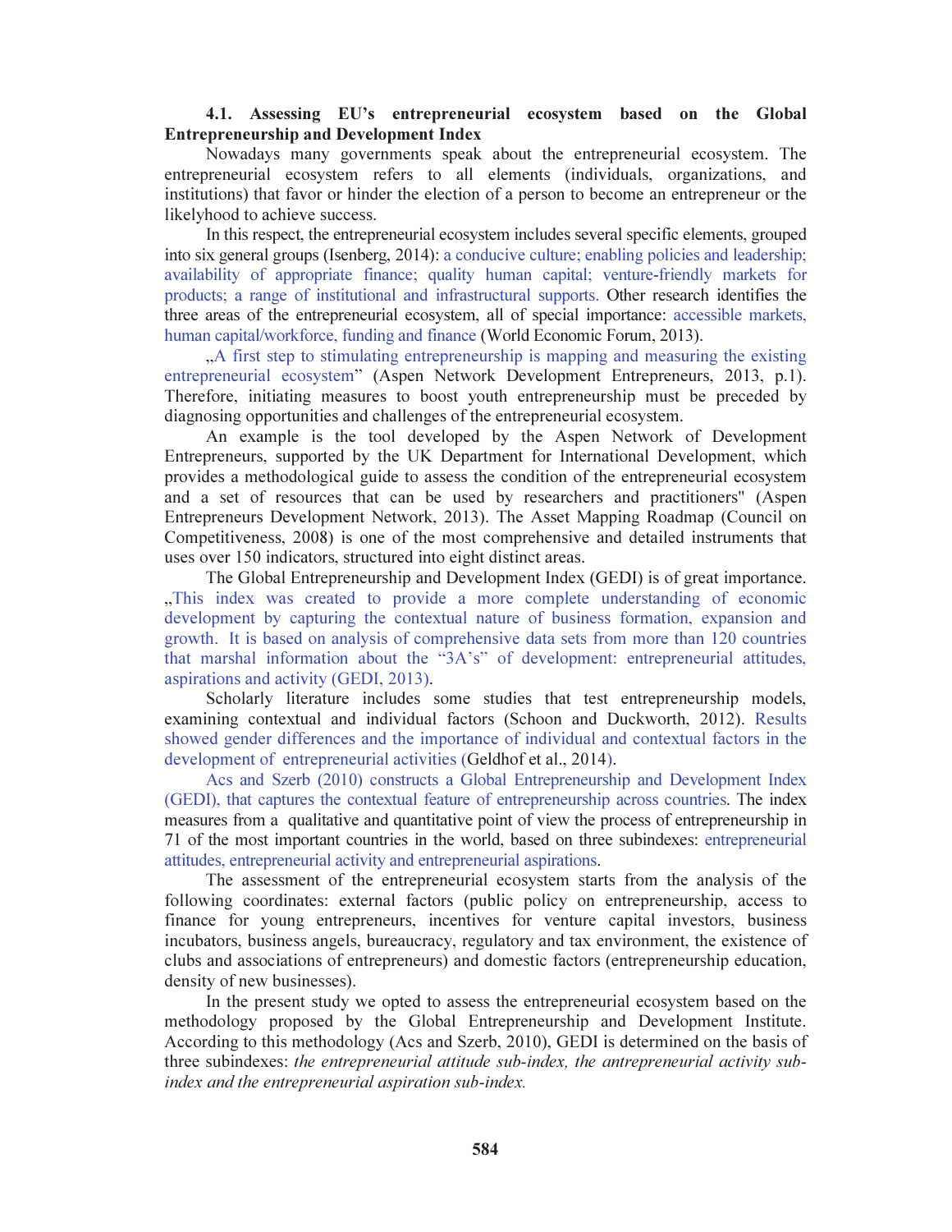### 4.1. Assessing EU's entrepreneurial ecosystem based on the Global Entrepreneurship and Development Index

Nowadays many governments speak about the entrepreneurial ecosystem. The entrepreneurial ecosystem refers to all elements (individuals, organizations, and institutions) that favor or hinder the election of a person to become an entrepreneur or the likelyhood to achieve success.

In this respect, the entrepreneurial ecosystem includes several specific elements, grouped into six general groups (Isenberg, 2014): a conducive culture; enabling policies and leadership; availability of appropriate finance; quality human capital; venture-friendly markets for products; a range of institutional and infrastructural supports. Other research identifies the three areas of the entrepreneurial ecosystem, all of special importance: accessible markets, human capital/workforce, funding and finance (World Economic Forum, 2013).

„A first step to stimulating entrepreneurship is mapping and measuring the existing entrepreneurial ecosystem" (Aspen Network Development Entrepreneurs, 2013, p.1). Therefore, initiating measures to boost youth entrepreneurship must be preceded by diagnosing opportunities and challenges of the entrepreneurial ecosystem.

An example is the tool developed by the Aspen Network of Development Entrepreneurs, supported by the UK Department for International Development, which provides a methodological guide to assess the condition of the entrepreneurial ecosystem and a set of resources that can be used by researchers and practitioners" (Aspen Entrepreneurs Development Network, 2013). The Asset Mapping Roadmap (Council on Competitiveness, 2008) is one of the most comprehensive and detailed instruments that uses over 150 indicators, structured into eight distinct areas.

The Global Entrepreneurship and Development Index (GEDI) is of great importance. „This index was created to provide a more complete understanding of economic development by capturing the contextual nature of business formation, expansion and growth. It is based on analysis of comprehensive data sets from more than 120 countries that marshal information about the "3A's" of development: entrepreneurial attitudes, aspirations and activity (GEDI, 2013).

Scholarly literature includes some studies that test entrepreneurship models, examining contextual and individual factors (Schoon and Duckworth, 2012). Results showed gender differences and the importance of individual and contextual factors in the development of entrepreneurial activities (Geldhof et al., 2014).

Acs and Szerb (2010) constructs a Global Entrepreneurship and Development Index (GEDI), that captures the contextual feature of entrepreneurship across countries. The index measures from a qualitative and quantitative point of view the process of entrepreneurship in 71 of the most important countries in the world, based on three subindexes: entrepreneurial attitudes, entrepreneurial activity and entrepreneurial aspirations.

The assessment of the entrepreneurial ecosystem starts from the analysis of the following coordinates: external factors (public policy on entrepreneurship, access to finance for young entrepreneurs, incentives for venture capital investors, business incubators, business angels, bureaucracy, regulatory and tax environment, the existence of clubs and associations of entrepreneurs) and domestic factors (entrepreneurship education, density of new businesses).

In the present study we opted to assess the entrepreneurial ecosystem based on the methodology proposed by the Global Entrepreneurship and Development Institute. According to this methodology (Acs and Szerb, 2010), GEDI is determined on the basis of three subindexes: *the entrepreneurial attitude sub-index, the antrepreneurial activity sub-index and the entrepreneurial aspiration sub-index.*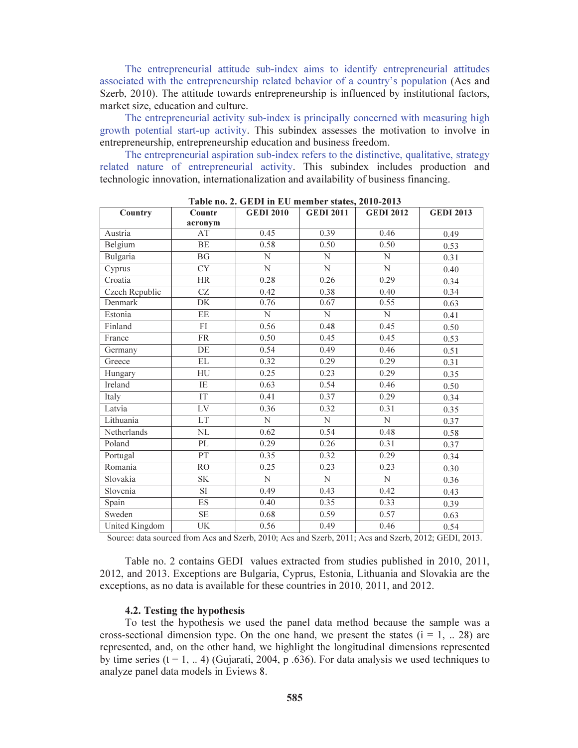The entrepreneurial attitude sub-index aims to identify entrepreneurial attitudes associated with the entrepreneurship related behavior of a country's population (Acs and Szerb, 2010). The attitude towards entrepreneurship is influenced by institutional factors, market size, education and culture.

The entrepreneurial activity sub-index is principally concerned with measuring high growth potential start-up activity. This subindex assesses the motivation to involve in entrepreneurship, entrepreneurship education and business freedom.

The entrepreneurial aspiration sub-index refers to the distinctive, qualitative, strategy related nature of entrepreneurial activity. This subindex includes production and technologic innovation, internationalization and availability of business financing.

**Table no. 2. GEDI in EU member states, 2010-2013**

| Country | Countr acronym | GEDI 2010 | GEDI 2011 | GEDI 2012 | GEDI 2013 |
|---|---|---|---|---|---|
| Austria | AT | 0.45 | 0.39 | 0.46 | 0.49 |
| Belgium | BE | 0.58 | 0.50 | 0.50 | 0.53 |
| Bulgaria | BG | N | N | N | 0.31 |
| Cyprus | CY | N | N | N | 0.40 |
| Croatia | HR | 0.28 | 0.26 | 0.29 | 0.34 |
| Czech Republic | CZ | 0.42 | 0.38 | 0.40 | 0.34 |
| Denmark | DK | 0.76 | 0.67 | 0.55 | 0.63 |
| Estonia | EE | N | N | N | 0.41 |
| Finland | FI | 0.56 | 0.48 | 0.45 | 0.50 |
| France | FR | 0.50 | 0.45 | 0.45 | 0.53 |
| Germany | DE | 0.54 | 0.49 | 0.46 | 0.51 |
| Greece | EL | 0.32 | 0.29 | 0.29 | 0.31 |
| Hungary | HU | 0.25 | 0.23 | 0.29 | 0.35 |
| Ireland | IE | 0.63 | 0.54 | 0.46 | 0.50 |
| Italy | IT | 0.41 | 0.37 | 0.29 | 0.34 |
| Latvia | LV | 0.36 | 0.32 | 0.31 | 0.35 |
| Lithuania | LT | N | N | N | 0.37 |
| Netherlands | NL | 0.62 | 0.54 | 0.48 | 0.58 |
| Poland | PL | 0.29 | 0.26 | 0.31 | 0.37 |
| Portugal | PT | 0.35 | 0.32 | 0.29 | 0.34 |
| Romania | RO | 0.25 | 0.23 | 0.23 | 0.30 |
| Slovakia | SK | N | N | N | 0.36 |
| Slovenia | SI | 0.49 | 0.43 | 0.42 | 0.43 |
| Spain | ES | 0.40 | 0.35 | 0.33 | 0.39 |
| Sweden | SE | 0.68 | 0.59 | 0.57 | 0.63 |
| United Kingdom | UK | 0.56 | 0.49 | 0.46 | 0.54 |

Source: data sourced from Acs and Szerb, 2010; Acs and Szerb, 2011; Acs and Szerb, 2012; GEDI, 2013.

Table no. 2 contains GEDI values extracted from studies published in 2010, 2011, 2012, and 2013. Exceptions are Bulgaria, Cyprus, Estonia, Lithuania and Slovakia are the exceptions, as no data is available for these countries in 2010, 2011, and 2012.

### 4.2. Testing the hypothesis

To test the hypothesis we used the panel data method because the sample was a cross-sectional dimension type. On the one hand, we present the states ($i = 1, .. 28$) are represented, and, on the other hand, we highlight the longitudinal dimensions represented by time series ($t = 1, .. 4$) (Gujarati, 2004, p .636). For data analysis we used techniques to analyze panel data models in Eviews 8.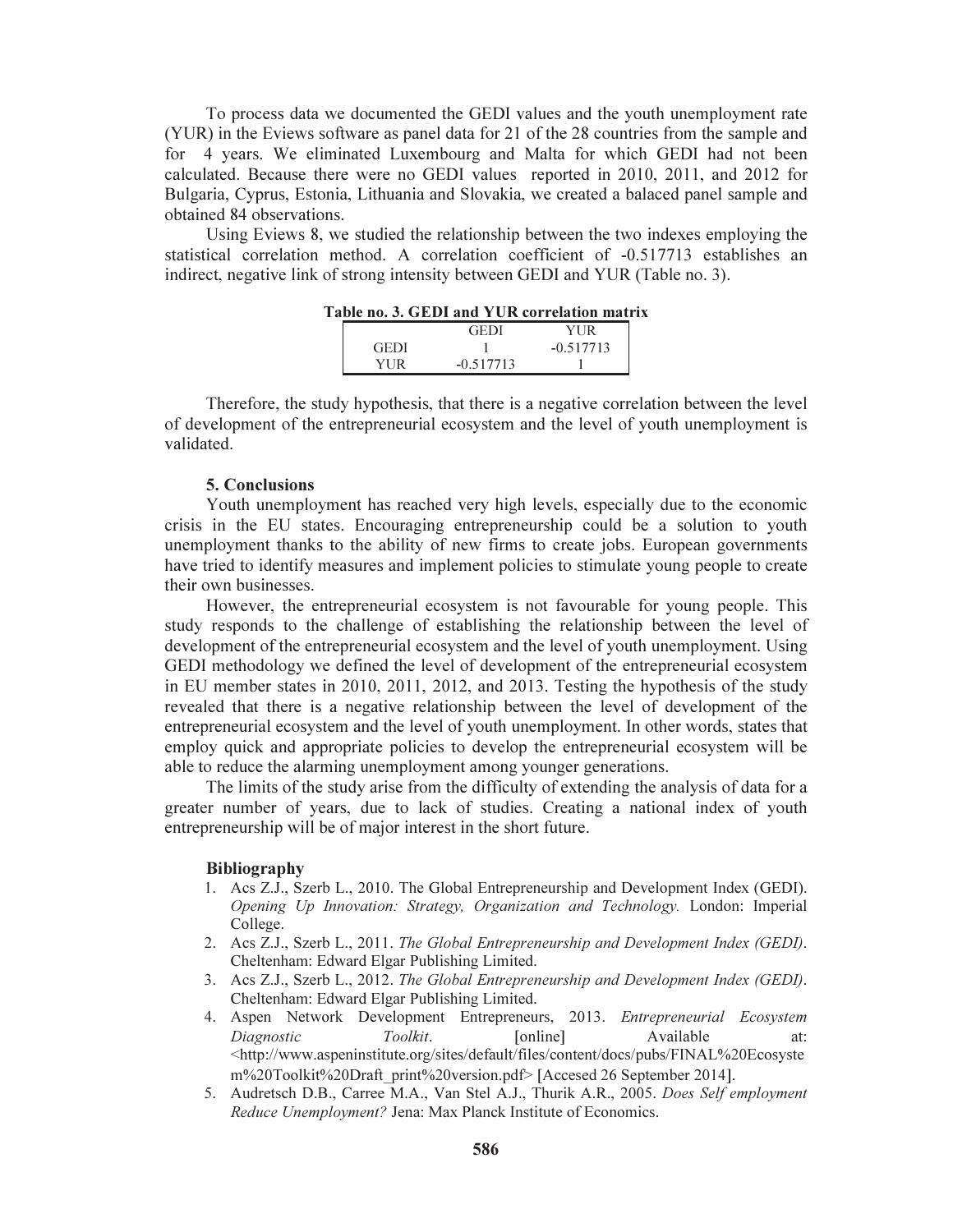To process data we documented the GEDI values and the youth unemployment rate (YUR) in the Eviews software as panel data for 21 of the 28 countries from the sample and for 4 years. We eliminated Luxembourg and Malta for which GEDI had not been calculated. Because there were no GEDI values reported in 2010, 2011, and 2012 for Bulgaria, Cyprus, Estonia, Lithuania and Slovakia, we created a balaced panel sample and obtained 84 observations.

Using Eviews 8, we studied the relationship between the two indexes employing the statistical correlation method. A correlation coefficient of -0.517713 establishes an indirect, negative link of strong intensity between GEDI and YUR (Table no. 3).

**Table no. 3. GEDI and YUR correlation matrix**

| | GEDI | YUR |
|---|---|---|
| GEDI | 1 | -0.517713 |
| YUR | -0.517713 | 1 |

Therefore, the study hypothesis, that there is a negative correlation between the level of development of the entrepreneurial ecosystem and the level of youth unemployment is validated.

## 5. Conclusions

Youth unemployment has reached very high levels, especially due to the economic crisis in the EU states. Encouraging entrepreneurship could be a solution to youth unemployment thanks to the ability of new firms to create jobs. European governments have tried to identify measures and implement policies to stimulate young people to create their own businesses.

However, the entrepreneurial ecosystem is not favourable for young people. This study responds to the challenge of establishing the relationship between the level of development of the entrepreneurial ecosystem and the level of youth unemployment. Using GEDI methodology we defined the level of development of the entrepreneurial ecosystem in EU member states in 2010, 2011, 2012, and 2013. Testing the hypothesis of the study revealed that there is a negative relationship between the level of development of the entrepreneurial ecosystem and the level of youth unemployment. In other words, states that employ quick and appropriate policies to develop the entrepreneurial ecosystem will be able to reduce the alarming unemployment among younger generations.

The limits of the study arise from the difficulty of extending the analysis of data for a greater number of years, due to lack of studies. Creating a national index of youth entrepreneurship will be of major interest in the short future.

## Bibliography

1. Acs Z.J., Szerb L., 2010. The Global Entrepreneurship and Development Index (GEDI). *Opening Up Innovation: Strategy, Organization and Technology.* London: Imperial College.
2. Acs Z.J., Szerb L., 2011. *The Global Entrepreneurship and Development Index (GEDI)*. Cheltenham: Edward Elgar Publishing Limited.
3. Acs Z.J., Szerb L., 2012. *The Global Entrepreneurship and Development Index (GEDI)*. Cheltenham: Edward Elgar Publishing Limited.
4. Aspen Network Development Entrepreneurs, 2013. *Entrepreneurial Ecosystem Diagnostic Toolkit*. [online] Available at: <http://www.aspeninstitute.org/sites/default/files/content/docs/pubs/FINAL%20Ecosystem%20Toolkit%20Draft_print%20version.pdf> [Accesed 26 September 2014].
5. Audretsch D.B., Carree M.A., Van Stel A.J., Thurik A.R., 2005. *Does Self employment Reduce Unemployment?* Jena: Max Planck Institute of Economics.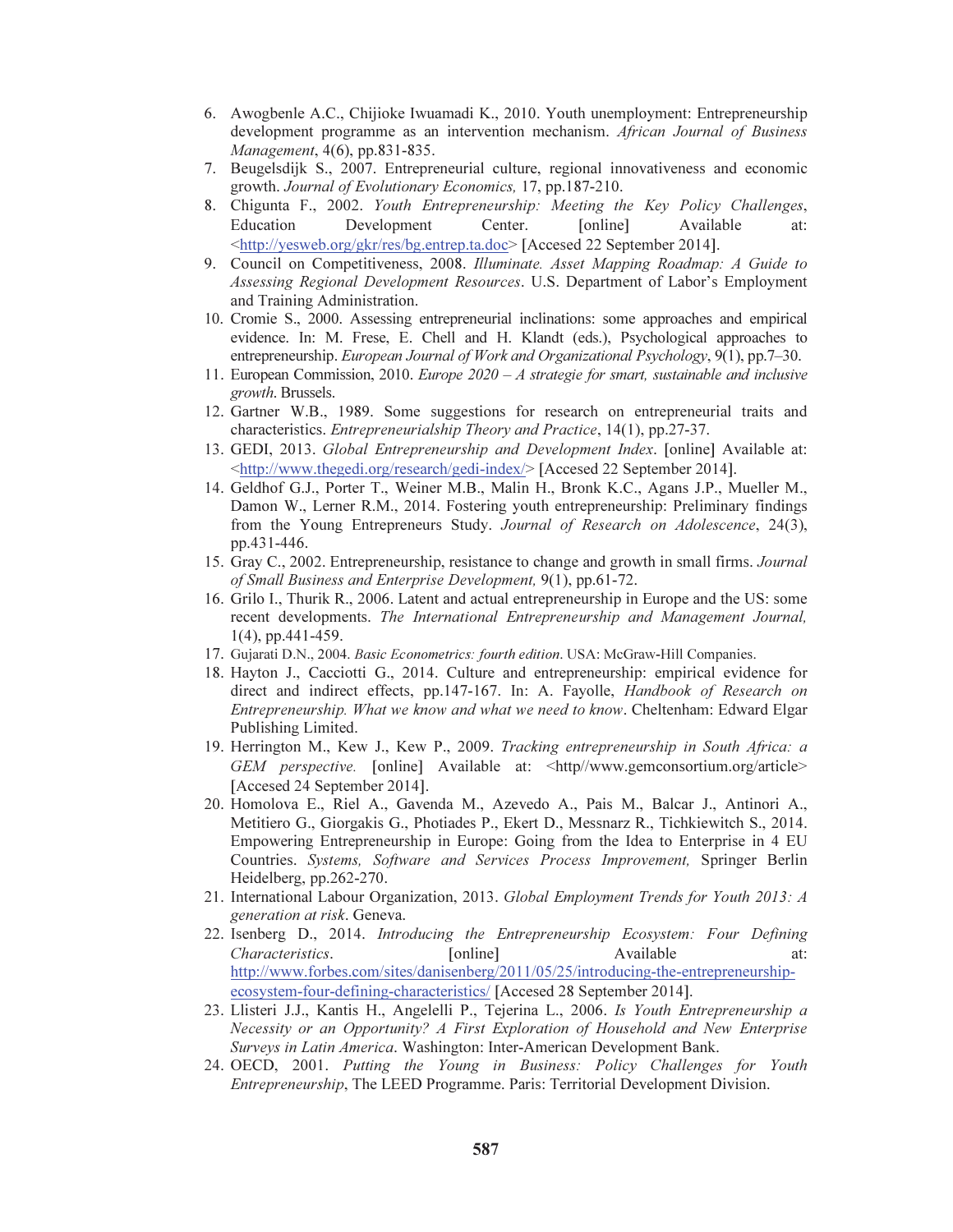6. Awogbenle A.C., Chijioke Iwuamadi K., 2010. Youth unemployment: Entrepreneurship development programme as an intervention mechanism. *African Journal of Business Management*, 4(6), pp.831-835.
7. Beugelsdijk S., 2007. Entrepreneurial culture, regional innovativeness and economic growth. *Journal of Evolutionary Economics,* 17, pp.187-210.
8. Chigunta F., 2002. *Youth Entrepreneurship: Meeting the Key Policy Challenges*, Education Development Center. [online] Available at: <http://yesweb.org/gkr/res/bg.entrep.ta.doc> [Accesed 22 September 2014].
9. Council on Competitiveness, 2008. *Illuminate. Asset Mapping Roadmap: A Guide to Assessing Regional Development Resources*. U.S. Department of Labor's Employment and Training Administration.
10. Cromie S., 2000. Assessing entrepreneurial inclinations: some approaches and empirical evidence. In: M. Frese, E. Chell and H. Klandt (eds.), Psychological approaches to entrepreneurship. *European Journal of Work and Organizational Psychology*, 9(1), pp.7–30.
11. European Commission, 2010. *Europe 2020 – A strategie for smart, sustainable and inclusive growth*. Brussels.
12. Gartner W.B., 1989. Some suggestions for research on entrepreneurial traits and characteristics. *Entrepreneurialship Theory and Practice*, 14(1), pp.27-37.
13. GEDI, 2013. *Global Entrepreneurship and Development Index*. [online] Available at: <http://www.thegedi.org/research/gedi-index/> [Accesed 22 September 2014].
14. Geldhof G.J., Porter T., Weiner M.B., Malin H., Bronk K.C., Agans J.P., Mueller M., Damon W., Lerner R.M., 2014. Fostering youth entrepreneurship: Preliminary findings from the Young Entrepreneurs Study. *Journal of Research on Adolescence*, 24(3), pp.431-446.
15. Gray C., 2002. Entrepreneurship, resistance to change and growth in small firms. *Journal of Small Business and Enterprise Development,* 9(1), pp.61-72.
16. Grilo I., Thurik R., 2006. Latent and actual entrepreneurship in Europe and the US: some recent developments. *The International Entrepreneurship and Management Journal,* 1(4), pp.441-459.
17. Gujarati D.N., 2004. *Basic Econometrics: fourth edition*. USA: McGraw-Hill Companies.
18. Hayton J., Cacciotti G., 2014. Culture and entrepreneurship: empirical evidence for direct and indirect effects, pp.147-167. In: A. Fayolle, *Handbook of Research on Entrepreneurship. What we know and what we need to know*. Cheltenham: Edward Elgar Publishing Limited.
19. Herrington M., Kew J., Kew P., 2009. *Tracking entrepreneurship in South Africa: a GEM perspective.* [online] Available at: <http//www.gemconsortium.org/article> [Accesed 24 September 2014].
20. Homolova E., Riel A., Gavenda M., Azevedo A., Pais M., Balcar J., Antinori A., Metitiero G., Giorgakis G., Photiades P., Ekert D., Messnarz R., Tichkiewitch S., 2014. Empowering Entrepreneurship in Europe: Going from the Idea to Enterprise in 4 EU Countries. *Systems, Software and Services Process Improvement,* Springer Berlin Heidelberg, pp.262-270.
21. International Labour Organization, 2013. *Global Employment Trends for Youth 2013: A generation at risk*. Geneva.
22. Isenberg D., 2014. *Introducing the Entrepreneurship Ecosystem: Four Defining Characteristics*. [online] Available at: http://www.forbes.com/sites/danisenberg/2011/05/25/introducing-the-entrepreneurship-ecosystem-four-defining-characteristics/ [Accesed 28 September 2014].
23. Llisteri J.J., Kantis H., Angelelli P., Tejerina L., 2006. *Is Youth Entrepreneurship a Necessity or an Opportunity? A First Exploration of Household and New Enterprise Surveys in Latin America*. Washington: Inter-American Development Bank.
24. OECD, 2001. *Putting the Young in Business: Policy Challenges for Youth Entrepreneurship*, The LEED Programme. Paris: Territorial Development Division.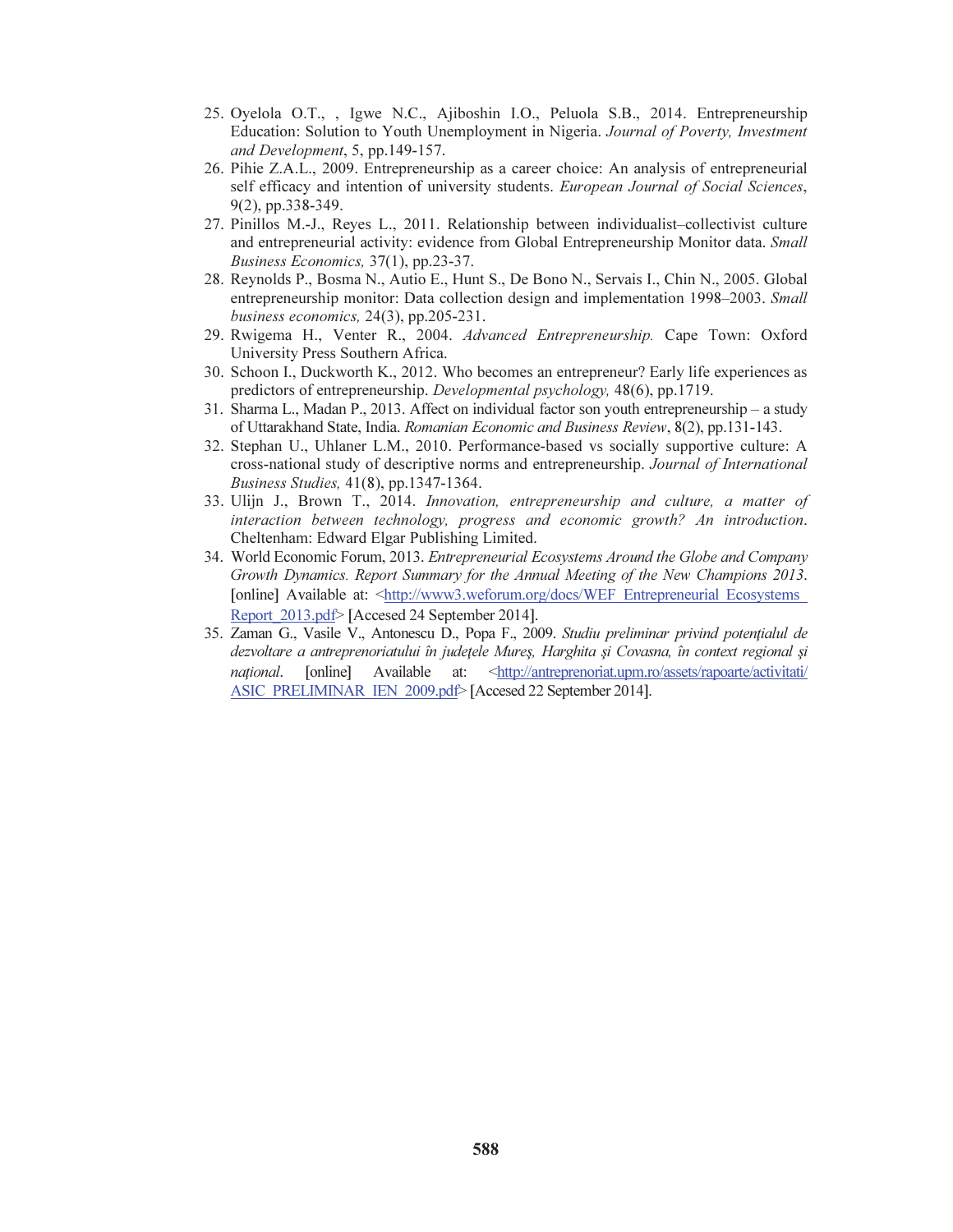25. Oyelola O.T., , Igwe N.C., Ajiboshin I.O., Peluola S.B., 2014. Entrepreneurship Education: Solution to Youth Unemployment in Nigeria. *Journal of Poverty, Investment and Development*, 5, pp.149-157.
26. Pihie Z.A.L., 2009. Entrepreneurship as a career choice: An analysis of entrepreneurial self efficacy and intention of university students. *European Journal of Social Sciences*, 9(2), pp.338-349.
27. Pinillos M.-J., Reyes L., 2011. Relationship between individualist–collectivist culture and entrepreneurial activity: evidence from Global Entrepreneurship Monitor data. *Small Business Economics,* 37(1), pp.23-37.
28. Reynolds P., Bosma N., Autio E., Hunt S., De Bono N., Servais I., Chin N., 2005. Global entrepreneurship monitor: Data collection design and implementation 1998–2003. *Small business economics,* 24(3), pp.205-231.
29. Rwigema H., Venter R., 2004. *Advanced Entrepreneurship.* Cape Town: Oxford University Press Southern Africa.
30. Schoon I., Duckworth K., 2012. Who becomes an entrepreneur? Early life experiences as predictors of entrepreneurship. *Developmental psychology,* 48(6), pp.1719.
31. Sharma L., Madan P., 2013. Affect on individual factor son youth entrepreneurship – a study of Uttarakhand State, India. *Romanian Economic and Business Review*, 8(2), pp.131-143.
32. Stephan U., Uhlaner L.M., 2010. Performance-based vs socially supportive culture: A cross-national study of descriptive norms and entrepreneurship. *Journal of International Business Studies,* 41(8), pp.1347-1364.
33. Ulijn J., Brown T., 2014. *Innovation, entrepreneurship and culture, a matter of interaction between technology, progress and economic growth? An introduction*. Cheltenham: Edward Elgar Publishing Limited.
34. World Economic Forum, 2013. *Entrepreneurial Ecosystems Around the Globe and Company Growth Dynamics. Report Summary for the Annual Meeting of the New Champions 2013.* [online] Available at: <http://www3.weforum.org/docs/WEF_Entrepreneurial_Ecosystems_Report_2013.pdf> [Accesed 24 September 2014].
35. Zaman G., Vasile V., Antonescu D., Popa F., 2009. *Studiu preliminar privind potențialul de dezvoltare a antreprenoriatului în județele Mureș, Harghita și Covasna, în context regional și național*. [online] Available at: <http://antreprenoriat.upm.ro/assets/rapoarte/activitati/ASIC_PRELIMINAR_IEN_2009.pdf> [Accesed 22 September 2014].